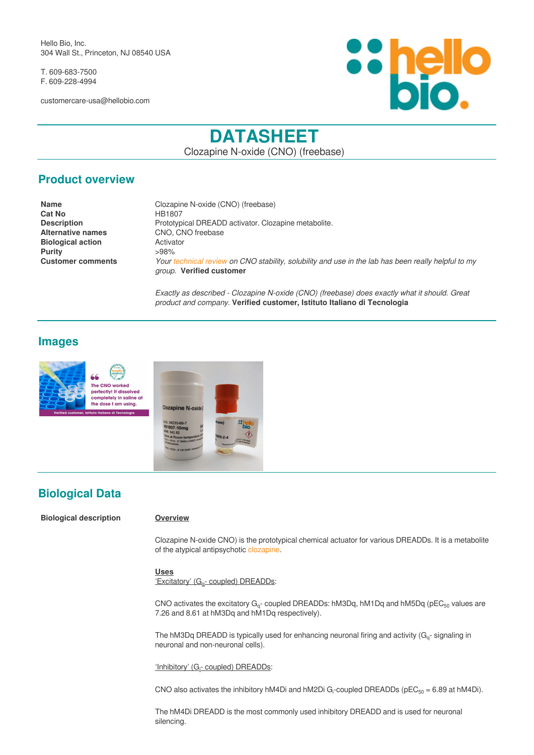Hello Bio, Inc.
304 Wall St., Princeton, NJ 08540 USA

T. 609-683-7500
F. 609-228-4994

customercare-usa@hellobio.com

# DATASHEET

Clozapine N-oxide (CNO) (freebase)

## Product overview

| | |
|---|---|
| **Name** | Clozapine N-oxide (CNO) (freebase) |
| **Cat No** | HB1807 |
| **Description** | Prototypical DREADD activator. Clozapine metabolite. |
| **Alternative names** | CNO, CNO freebase |
| **Biological action** | Activator |
| **Purity** | >98% |
| **Customer comments** | *Your technical review on CNO stability, solubility and use in the lab has been really helpful to my group.* **Verified customer**<br><br>*Exactly as described - Clozapine N-oxide (CNO) (freebase) does exactly what it should. Great product and company.* **Verified customer, Istituto Italiano di Tecnologia** |

## Images

## Biological Data

**Biological description**

__Overview__

Clozapine N-oxide CNO) is the prototypical chemical actuator for various DREADDs. It is a metabolite of the atypical antipsychotic clozapine.

__Uses__

__'Excitatory' ($G_q$- coupled) DREADDs__:

CNO activates the excitatory $G_q$- coupled DREADDs: hM3Dq, hM1Dq and hM5Dq ($pEC_{50}$ values are 7.26 and 8.61 at hM3Dq and hM1Dq respectively).

The hM3Dq DREADD is typically used for enhancing neuronal firing and activity ($G_q$- signaling in neuronal and non-neuronal cells).

__'Inhibitory' ($G_i$- coupled) DREADDs__:

CNO also activates the inhibitory hM4Di and hM2Di $G_i$-coupled DREADDs ($pEC_{50}$ = 6.89 at hM4Di).

The hM4Di DREADD is the most commonly used inhibitory DREADD and is used for neuronal silencing.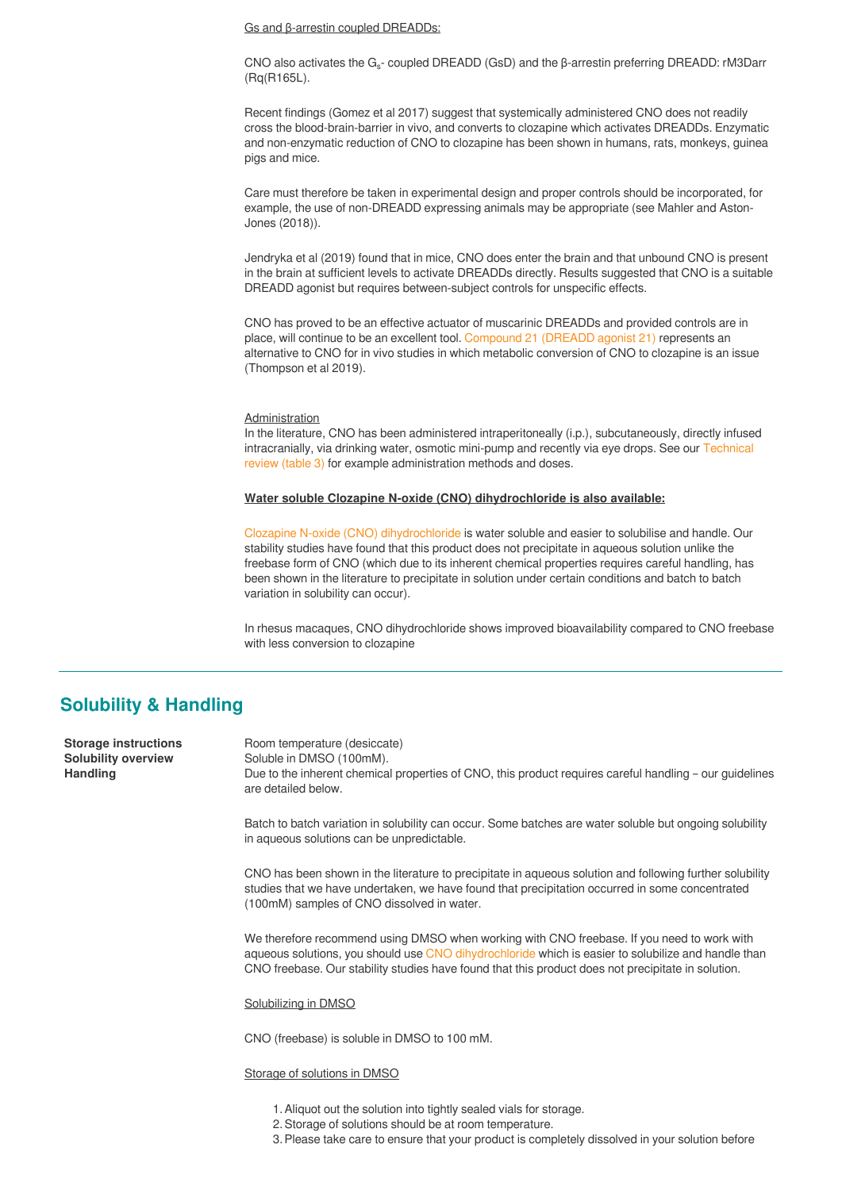Gs and β-arrestin coupled DREADDs:

CNO also activates the $G_s$- coupled DREADD (GsD) and the β-arrestin preferring DREADD: rM3Darr (Rq(R165L).

Recent findings (Gomez et al 2017) suggest that systemically administered CNO does not readily cross the blood-brain-barrier in vivo, and converts to clozapine which activates DREADDs. Enzymatic and non-enzymatic reduction of CNO to clozapine has been shown in humans, rats, monkeys, guinea pigs and mice.

Care must therefore be taken in experimental design and proper controls should be incorporated, for example, the use of non-DREADD expressing animals may be appropriate (see Mahler and Aston-Jones (2018)).

Jendryka et al (2019) found that in mice, CNO does enter the brain and that unbound CNO is present in the brain at sufficient levels to activate DREADDs directly. Results suggested that CNO is a suitable DREADD agonist but requires between-subject controls for unspecific effects.

CNO has proved to be an effective actuator of muscarinic DREADDs and provided controls are in place, will continue to be an excellent tool. Compound 21 (DREADD agonist 21) represents an alternative to CNO for in vivo studies in which metabolic conversion of CNO to clozapine is an issue (Thompson et al 2019).

Administration
In the literature, CNO has been administered intraperitoneally (i.p.), subcutaneously, directly infused intracranially, via drinking water, osmotic mini-pump and recently via eye drops. See our Technical review (table 3) for example administration methods and doses.

**Water soluble Clozapine N-oxide (CNO) dihydrochloride is also available:**

Clozapine N-oxide (CNO) dihydrochloride is water soluble and easier to solubilise and handle. Our stability studies have found that this product does not precipitate in aqueous solution unlike the freebase form of CNO (which due to its inherent chemical properties requires careful handling, has been shown in the literature to precipitate in solution under certain conditions and batch to batch variation in solubility can occur).

In rhesus macaques, CNO dihydrochloride shows improved bioavailability compared to CNO freebase with less conversion to clozapine

## Solubility & Handling

**Storage instructions** Room temperature (desiccate)

**Solubility overview** Soluble in DMSO (100mM).

**Handling** Due to the inherent chemical properties of CNO, this product requires careful handling – our guidelines are detailed below.

Batch to batch variation in solubility can occur. Some batches are water soluble but ongoing solubility in aqueous solutions can be unpredictable.

CNO has been shown in the literature to precipitate in aqueous solution and following further solubility studies that we have undertaken, we have found that precipitation occurred in some concentrated (100mM) samples of CNO dissolved in water.

We therefore recommend using DMSO when working with CNO freebase. If you need to work with aqueous solutions, you should use CNO dihydrochloride which is easier to solubilize and handle than CNO freebase. Our stability studies have found that this product does not precipitate in solution.

Solubilizing in DMSO

CNO (freebase) is soluble in DMSO to 100 mM.

Storage of solutions in DMSO

1. Aliquot out the solution into tightly sealed vials for storage.
2. Storage of solutions should be at room temperature.
3. Please take care to ensure that your product is completely dissolved in your solution before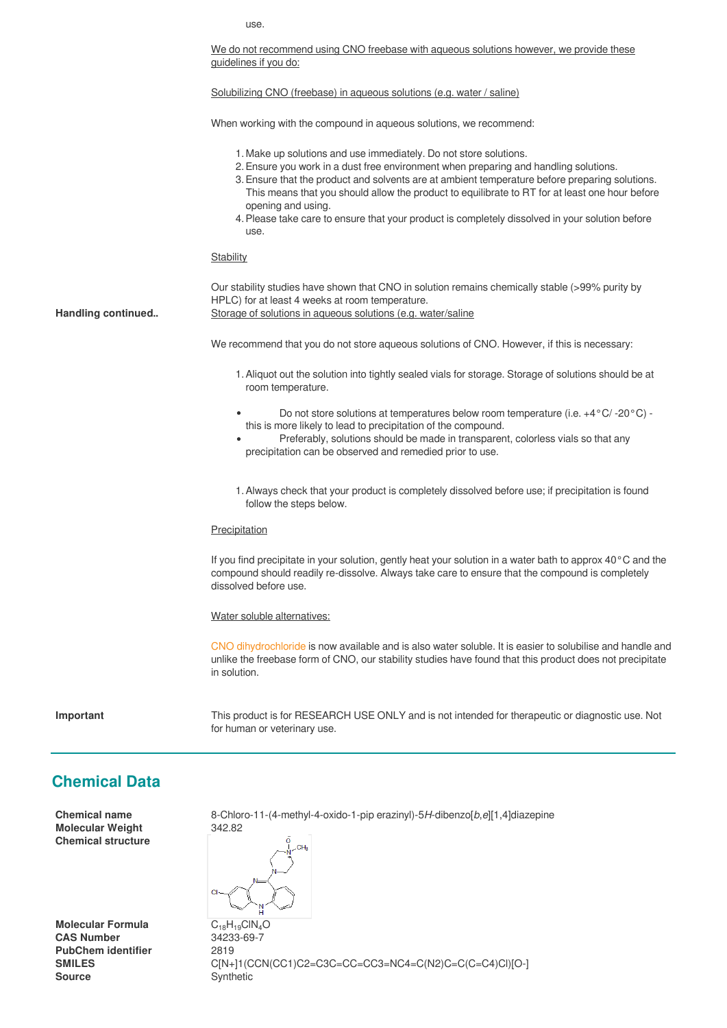use.

We do not recommend using CNO freebase with aqueous solutions however, we provide these guidelines if you do:

Solubilizing CNO (freebase) in aqueous solutions (e.g. water / saline)

When working with the compound in aqueous solutions, we recommend:

1. Make up solutions and use immediately. Do not store solutions.
2. Ensure you work in a dust free environment when preparing and handling solutions.
3. Ensure that the product and solvents are at ambient temperature before preparing solutions. This means that you should allow the product to equilibrate to RT for at least one hour before opening and using.
4. Please take care to ensure that your product is completely dissolved in your solution before use.

Stability

Our stability studies have shown that CNO in solution remains chemically stable (>99% purity by HPLC) for at least 4 weeks at room temperature.

**Handling continued..**

Storage of solutions in aqueous solutions (e.g. water/saline)

We recommend that you do not store aqueous solutions of CNO. However, if this is necessary:

1. Aliquot out the solution into tightly sealed vials for storage. Storage of solutions should be at room temperature.

- Do not store solutions at temperatures below room temperature (i.e. +4°C/ -20°C) - this is more likely to lead to precipitation of the compound.
- Preferably, solutions should be made in transparent, colorless vials so that any precipitation can be observed and remedied prior to use.

1. Always check that your product is completely dissolved before use; if precipitation is found follow the steps below.

Precipitation

If you find precipitate in your solution, gently heat your solution in a water bath to approx 40°C and the compound should readily re-dissolve. Always take care to ensure that the compound is completely dissolved before use.

Water soluble alternatives:

CNO dihydrochloride is now available and is also water soluble. It is easier to solubilise and handle and unlike the freebase form of CNO, our stability studies have found that this product does not precipitate in solution.

**Important**

This product is for RESEARCH USE ONLY and is not intended for therapeutic or diagnostic use. Not for human or veterinary use.

## Chemical Data

**Chemical name** 8-Chloro-11-(4-methyl-4-oxido-1-pip erazinyl)-5*H*-dibenzo[*b*,*e*][1,4]diazepine

**Molecular Weight** 342.82

**Chemical structure**

**Molecular Formula** $C_{18}H_{19}ClN_4O$

**CAS Number** 34233-69-7

**PubChem identifier** 2819

**SMILES** C[N+]1(CCN(CC1)C2=C3C=CC=CC3=NC4=C(N2)C=C(C=C4)Cl)[O-]

**Source** Synthetic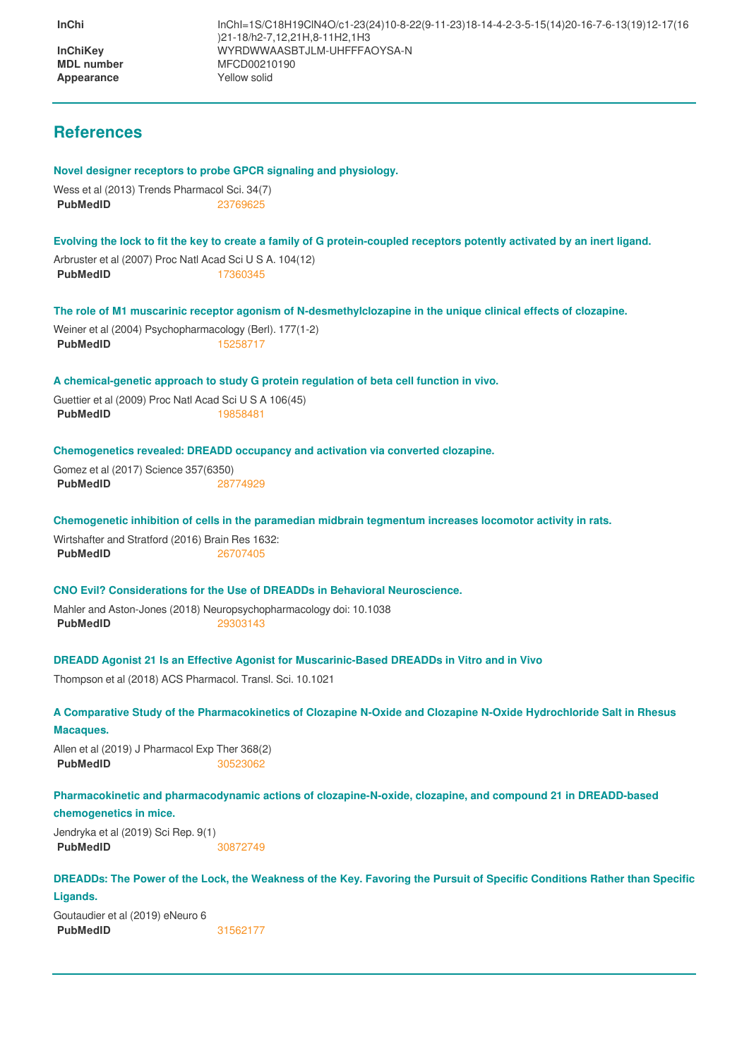| | |
|---|---|
| **InChi** | InChI=1S/C18H19ClN4O/c1-23(24)10-8-22(9-11-23)18-14-4-2-3-5-15(14)20-16-7-6-13(19)12-17(16)21-18/h2-7,12,21H,8-11H2,1H3 |
| **InChiKey** | WYRDWWAASBTJLM-UHFFFAOYSA-N |
| **MDL number** | MFCD00210190 |
| **Appearance** | Yellow solid |

## References

**Novel designer receptors to probe GPCR signaling and physiology.**

Wess et al (2013) Trends Pharmacol Sci. 34(7)
**PubMedID** 23769625

**Evolving the lock to fit the key to create a family of G protein-coupled receptors potently activated by an inert ligand.**

Arbruster et al (2007) Proc Natl Acad Sci U S A. 104(12)
**PubMedID** 17360345

**The role of M1 muscarinic receptor agonism of N-desmethylclozapine in the unique clinical effects of clozapine.**

Weiner et al (2004) Psychopharmacology (Berl). 177(1-2)
**PubMedID** 15258717

**A chemical-genetic approach to study G protein regulation of beta cell function in vivo.**

Guettier et al (2009) Proc Natl Acad Sci U S A 106(45)
**PubMedID** 19858481

**Chemogenetics revealed: DREADD occupancy and activation via converted clozapine.**

Gomez et al (2017) Science 357(6350)
**PubMedID** 28774929

**Chemogenetic inhibition of cells in the paramedian midbrain tegmentum increases locomotor activity in rats.**

Wirtshafter and Stratford (2016) Brain Res 1632:
**PubMedID** 26707405

**CNO Evil? Considerations for the Use of DREADDs in Behavioral Neuroscience.**

Mahler and Aston-Jones (2018) Neuropsychopharmacology doi: 10.1038
**PubMedID** 29303143

**DREADD Agonist 21 Is an Effective Agonist for Muscarinic-Based DREADDs in Vitro and in Vivo**

Thompson et al (2018) ACS Pharmacol. Transl. Sci. 10.1021

**A Comparative Study of the Pharmacokinetics of Clozapine N-Oxide and Clozapine N-Oxide Hydrochloride Salt in Rhesus Macaques.**

Allen et al (2019) J Pharmacol Exp Ther 368(2)
**PubMedID** 30523062

**Pharmacokinetic and pharmacodynamic actions of clozapine-N-oxide, clozapine, and compound 21 in DREADD-based chemogenetics in mice.**

Jendryka et al (2019) Sci Rep. 9(1)
**PubMedID** 30872749

**DREADDs: The Power of the Lock, the Weakness of the Key. Favoring the Pursuit of Specific Conditions Rather than Specific Ligands.**

Goutaudier et al (2019) eNeuro 6
**PubMedID** 31562177